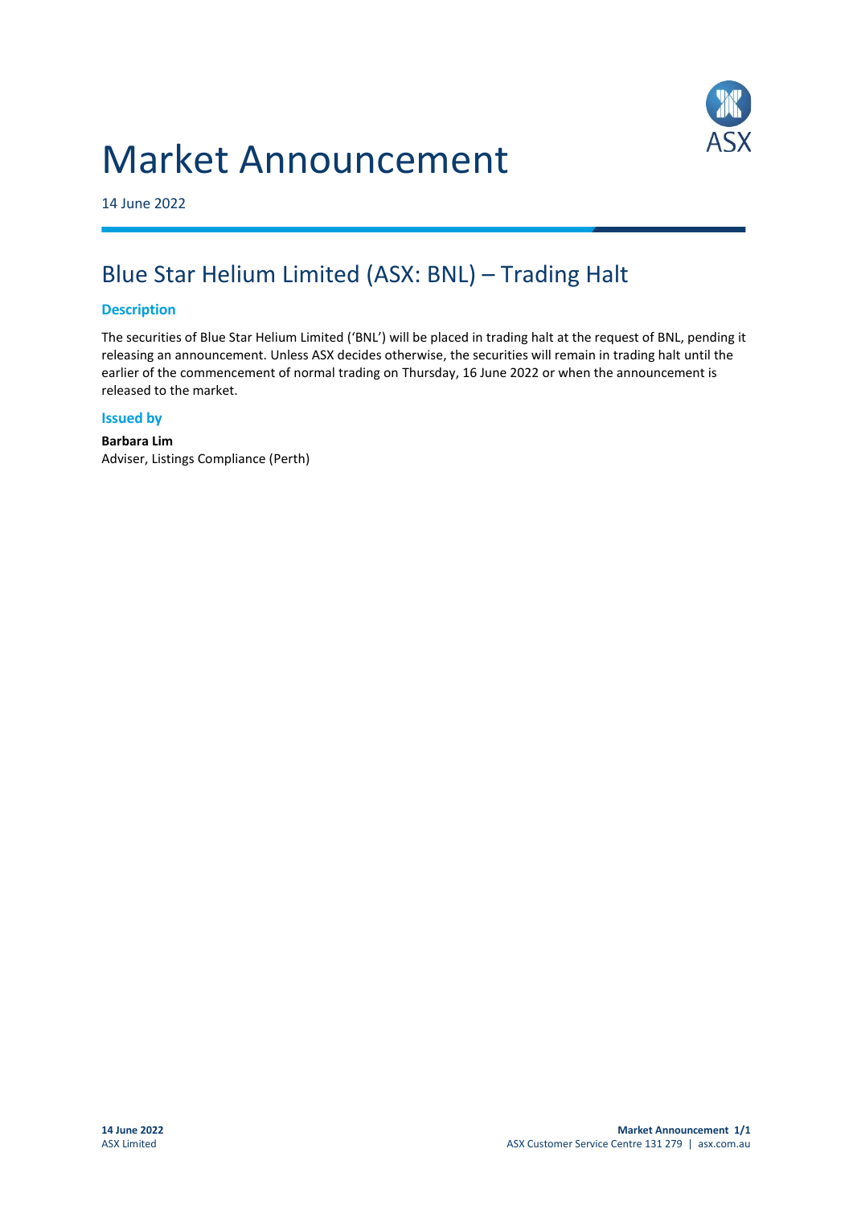# Market Announcement

14 June 2022

## Blue Star Helium Limited (ASX: BNL) – Trading Halt

### Description

The securities of Blue Star Helium Limited ('BNL') will be placed in trading halt at the request of BNL, pending it releasing an announcement. Unless ASX decides otherwise, the securities will remain in trading halt until the earlier of the commencement of normal trading on Thursday, 16 June 2022 or when the announcement is released to the market.

### Issued by

**Barbara Lim**
Adviser, Listings Compliance (Perth)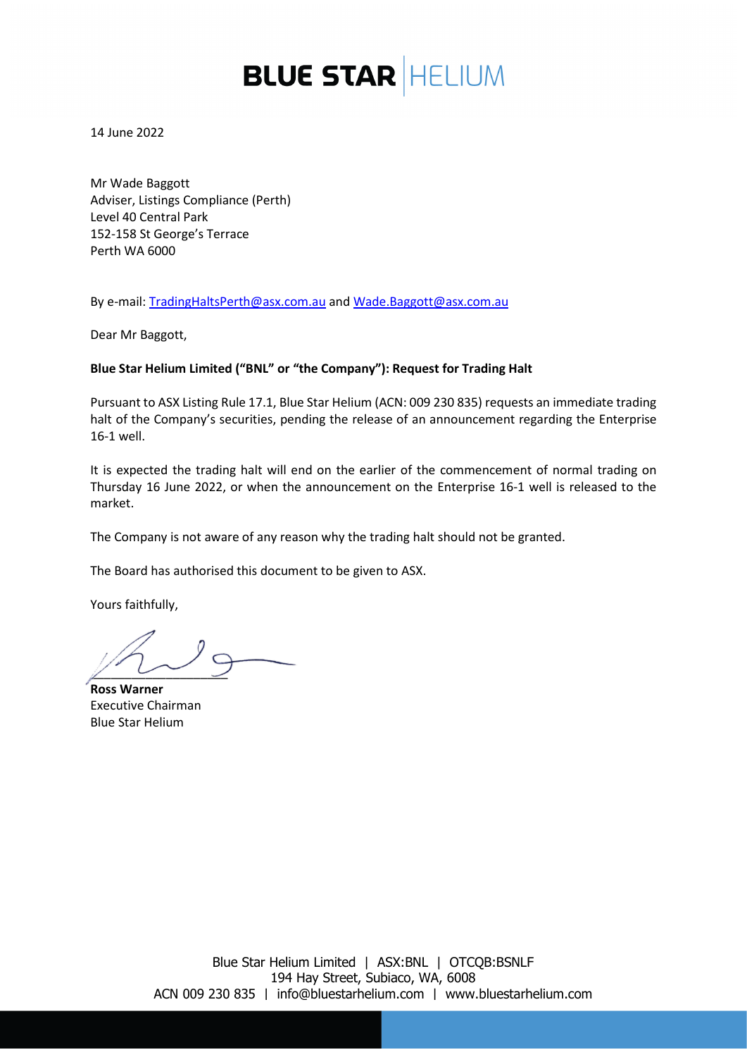**BLUE STAR** HELIUM

14 June 2022

Mr Wade Baggott
Adviser, Listings Compliance (Perth)
Level 40 Central Park
152-158 St George's Terrace
Perth WA 6000

By e-mail: TradingHaltsPerth@asx.com.au and Wade.Baggott@asx.com.au

Dear Mr Baggott,

**Blue Star Helium Limited ("BNL" or "the Company"): Request for Trading Halt**

Pursuant to ASX Listing Rule 17.1, Blue Star Helium (ACN: 009 230 835) requests an immediate trading halt of the Company's securities, pending the release of an announcement regarding the Enterprise 16-1 well.

It is expected the trading halt will end on the earlier of the commencement of normal trading on Thursday 16 June 2022, or when the announcement on the Enterprise 16-1 well is released to the market.

The Company is not aware of any reason why the trading halt should not be granted.

The Board has authorised this document to be given to ASX.

Yours faithfully,

**Ross Warner**
Executive Chairman
Blue Star Helium

Blue Star Helium Limited | ASX:BNL | OTCQB:BSNLF
194 Hay Street, Subiaco, WA, 6008
ACN 009 230 835 | info@bluestarhelium.com | www.bluestarhelium.com